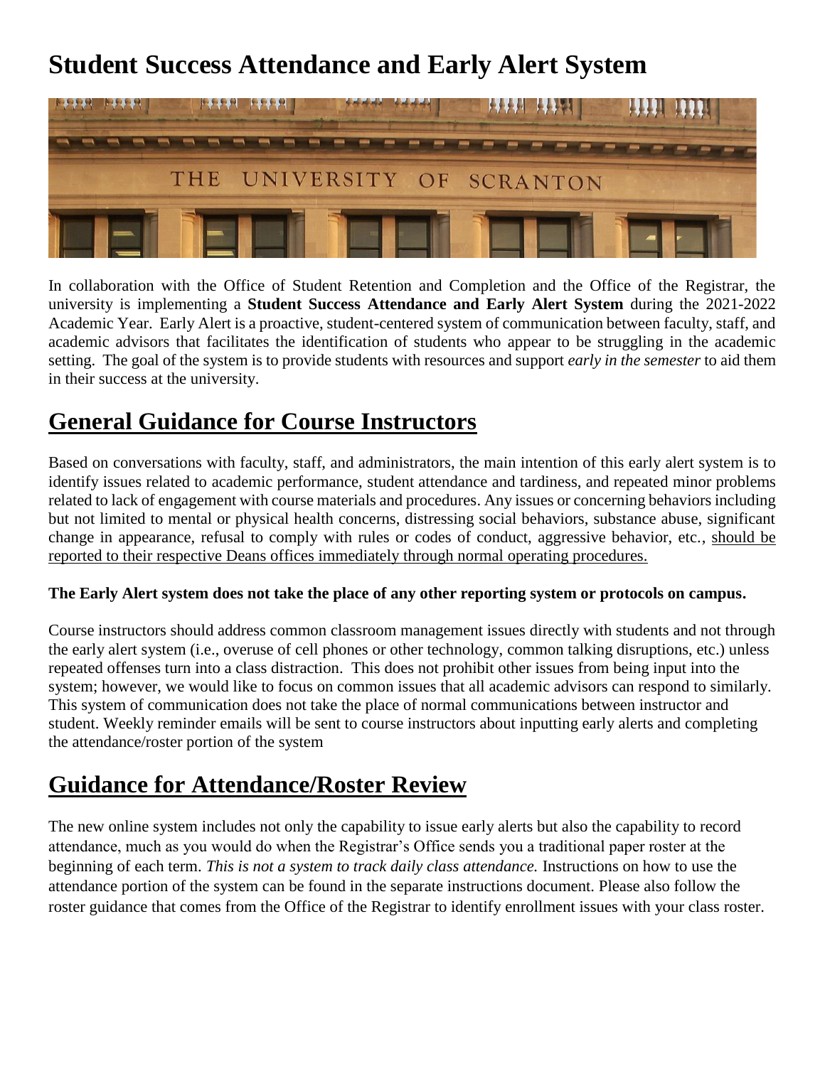# Student Success Attendance and Early Alert System

In collaboration with the Office of Student Retention and Completion and the Office of the Registrar, the university is implementing a **Student Success Attendance and Early Alert System** during the 2021-2022 Academic Year. Early Alert is a proactive, student-centered system of communication between faculty, staff, and academic advisors that facilitates the identification of students who appear to be struggling in the academic setting. The goal of the system is to provide students with resources and support *early in the semester* to aid them in their success at the university.

## General Guidance for Course Instructors

Based on conversations with faculty, staff, and administrators, the main intention of this early alert system is to identify issues related to academic performance, student attendance and tardiness, and repeated minor problems related to lack of engagement with course materials and procedures. Any issues or concerning behaviors including but not limited to mental or physical health concerns, distressing social behaviors, substance abuse, significant change in appearance, refusal to comply with rules or codes of conduct, aggressive behavior, etc., should be reported to their respective Deans offices immediately through normal operating procedures.

**The Early Alert system does not take the place of any other reporting system or protocols on campus.**

Course instructors should address common classroom management issues directly with students and not through the early alert system (i.e., overuse of cell phones or other technology, common talking disruptions, etc.) unless repeated offenses turn into a class distraction. This does not prohibit other issues from being input into the system; however, we would like to focus on common issues that all academic advisors can respond to similarly. This system of communication does not take the place of normal communications between instructor and student. Weekly reminder emails will be sent to course instructors about inputting early alerts and completing the attendance/roster portion of the system

## Guidance for Attendance/Roster Review

The new online system includes not only the capability to issue early alerts but also the capability to record attendance, much as you would do when the Registrar's Office sends you a traditional paper roster at the beginning of each term. *This is not a system to track daily class attendance.* Instructions on how to use the attendance portion of the system can be found in the separate instructions document. Please also follow the roster guidance that comes from the Office of the Registrar to identify enrollment issues with your class roster.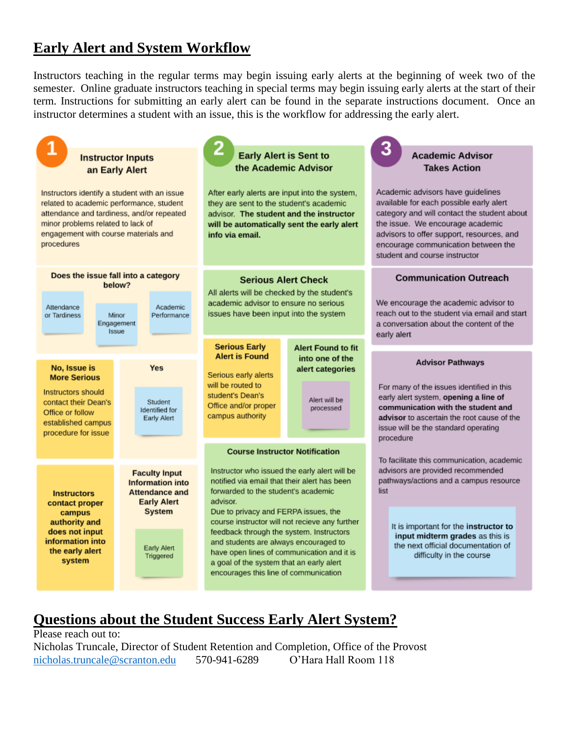## Early Alert and System Workflow

Instructors teaching in the regular terms may begin issuing early alerts at the beginning of week two of the semester. Online graduate instructors teaching in special terms may begin issuing early alerts at the start of their term. Instructions for submitting an early alert can be found in the separate instructions document. Once an instructor determines a student with an issue, this is the workflow for addressing the early alert.

### 1 Instructor Inputs an Early Alert

Instructors identify a student with an issue related to academic performance, student attendance and tardiness, and/or repeated minor problems related to lack of engagement with course materials and procedures

**Does the issue fall into a category below?**

Attendance or Tardiness

Minor Engagement Issue

Academic Performance

**No, Issue is More Serious**

Instructors should contact their Dean's Office or follow established campus procedure for issue

**Instructors contact proper campus authority and does not input information into the early alert system**

**Yes**

Student Identified for Early Alert

**Faculty Input Information into Attendance and Early Alert System**

Early Alert Triggered

### 2 Early Alert is Sent to the Academic Advisor

After early alerts are input into the system, they are sent to the student's academic advisor. **The student and the instructor will be automatically sent the early alert info via email.**

**Serious Alert Check**

All alerts will be checked by the student's academic advisor to ensure no serious issues have been input into the system

**Serious Early Alert is Found**

Serious early alerts will be routed to student's Dean's Office and/or proper campus authority

**Alert Found to fit into one of the alert categories**

Alert will be processed

**Course Instructor Notification**

Instructor who issued the early alert will be notified via email that their alert has been forwarded to the student's academic advisor.

Due to privacy and FERPA issues, the course instructor will not recieve any further feedback through the system. Instructors and students are always encouraged to have open lines of communication and it is a goal of the system that an early alert encourages this line of communication

### 3 Academic Advisor Takes Action

Academic advisors have guidelines available for each possible early alert category and will contact the student about the issue. We encourage academic advisors to offer support, resources, and encourage communication between the student and course instructor

**Communication Outreach**

We encourage the academic advisor to reach out to the student via email and start a conversation about the content of the early alert

**Advisor Pathways**

For many of the issues identified in this early alert system, **opening a line of communication with the student and advisor** to ascertain the root cause of the issue will be the standard operating procedure

To facilitate this communication, academic advisors are provided recommended pathways/actions and a campus resource list

It is important for the **instructor to input midterm grades** as this is the next official documentation of difficulty in the course

## Questions about the Student Success Early Alert System?

Please reach out to:

Nicholas Truncale, Director of Student Retention and Completion, Office of the Provost

nicholas.truncale@scranton.edu 570-941-6289 O'Hara Hall Room 118